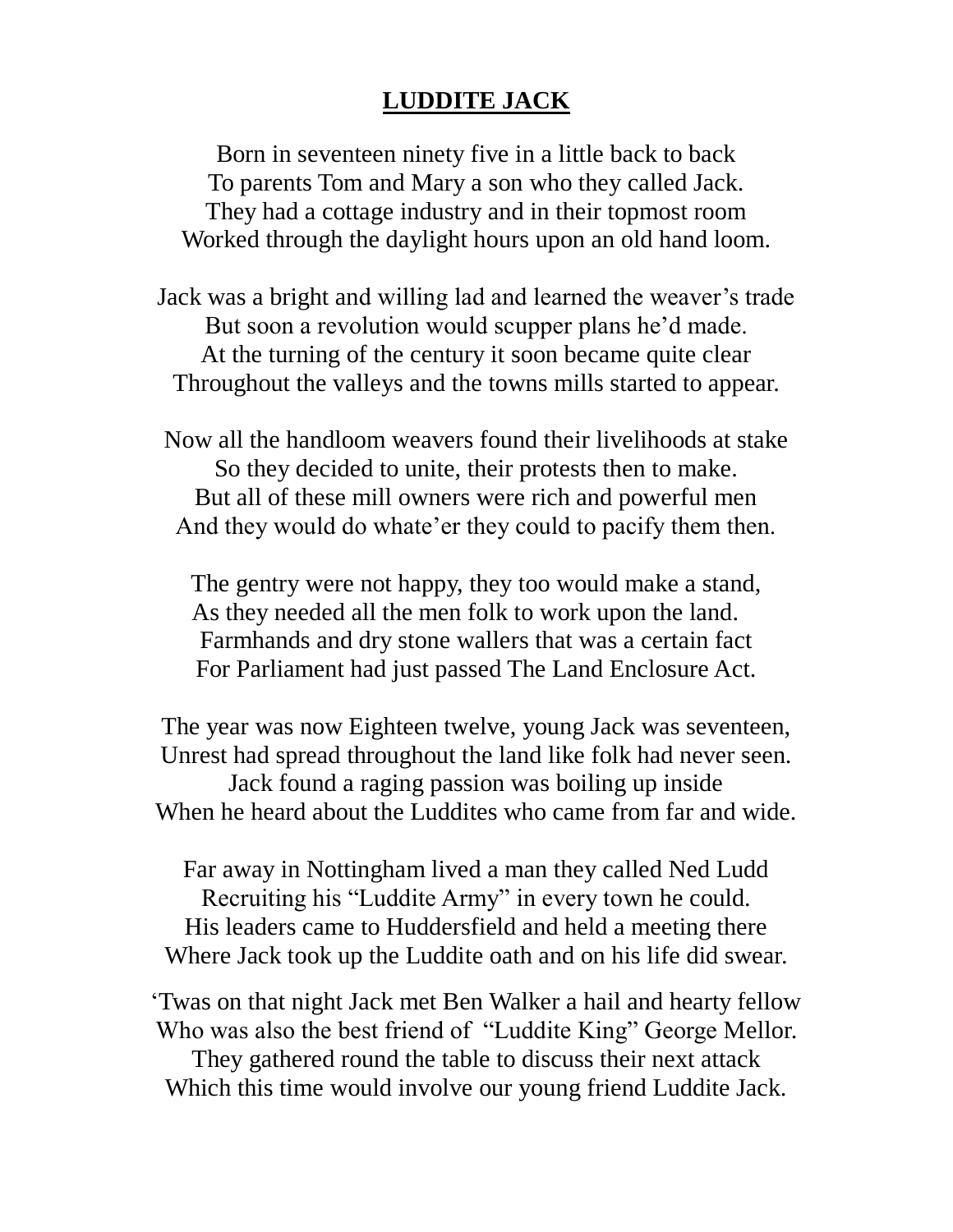# LUDDITE JACK

Born in seventeen ninety five in a little back to back
To parents Tom and Mary a son who they called Jack.
They had a cottage industry and in their topmost room
Worked through the daylight hours upon an old hand loom.

Jack was a bright and willing lad and learned the weaver's trade
But soon a revolution would scupper plans he'd made.
At the turning of the century it soon became quite clear
Throughout the valleys and the towns mills started to appear.

Now all the handloom weavers found their livelihoods at stake
So they decided to unite, their protests then to make.
But all of these mill owners were rich and powerful men
And they would do whate'er they could to pacify them then.

The gentry were not happy, they too would make a stand,
As they needed all the men folk to work upon the land.
Farmhands and dry stone wallers that was a certain fact
For Parliament had just passed The Land Enclosure Act.

The year was now Eighteen twelve, young Jack was seventeen,
Unrest had spread throughout the land like folk had never seen.
Jack found a raging passion was boiling up inside
When he heard about the Luddites who came from far and wide.

Far away in Nottingham lived a man they called Ned Ludd
Recruiting his "Luddite Army" in every town he could.
His leaders came to Huddersfield and held a meeting there
Where Jack took up the Luddite oath and on his life did swear.

'Twas on that night Jack met Ben Walker a hail and hearty fellow
Who was also the best friend of "Luddite King" George Mellor.
They gathered round the table to discuss their next attack
Which this time would involve our young friend Luddite Jack.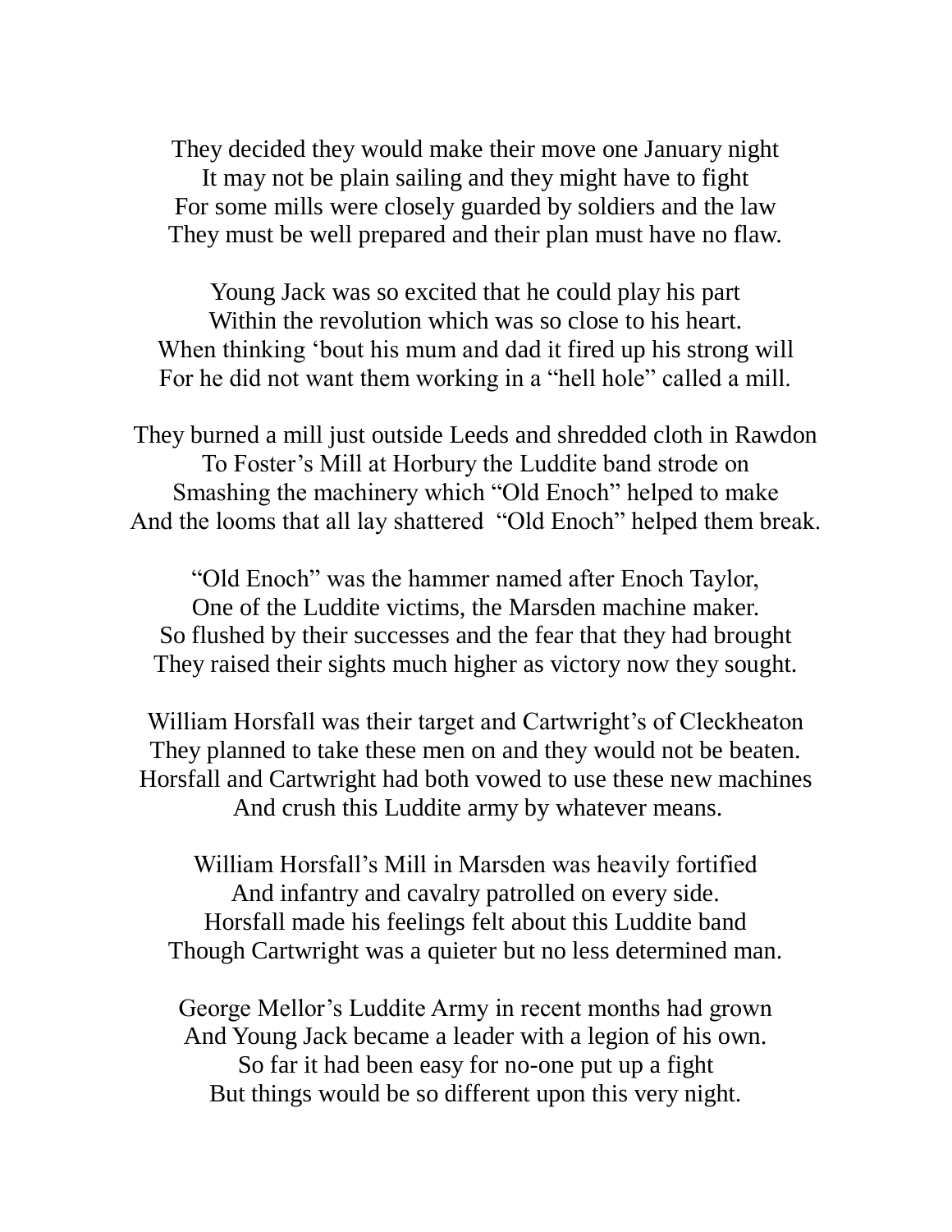They decided they would make their move one January night
It may not be plain sailing and they might have to fight
For some mills were closely guarded by soldiers and the law
They must be well prepared and their plan must have no flaw.

Young Jack was so excited that he could play his part
Within the revolution which was so close to his heart.
When thinking 'bout his mum and dad it fired up his strong will
For he did not want them working in a "hell hole" called a mill.

They burned a mill just outside Leeds and shredded cloth in Rawdon
To Foster's Mill at Horbury the Luddite band strode on
Smashing the machinery which "Old Enoch" helped to make
And the looms that all lay shattered "Old Enoch" helped them break.

"Old Enoch" was the hammer named after Enoch Taylor,
One of the Luddite victims, the Marsden machine maker.
So flushed by their successes and the fear that they had brought
They raised their sights much higher as victory now they sought.

William Horsfall was their target and Cartwright's of Cleckheaton
They planned to take these men on and they would not be beaten.
Horsfall and Cartwright had both vowed to use these new machines
And crush this Luddite army by whatever means.

William Horsfall's Mill in Marsden was heavily fortified
And infantry and cavalry patrolled on every side.
Horsfall made his feelings felt about this Luddite band
Though Cartwright was a quieter but no less determined man.

George Mellor's Luddite Army in recent months had grown
And Young Jack became a leader with a legion of his own.
So far it had been easy for no-one put up a fight
But things would be so different upon this very night.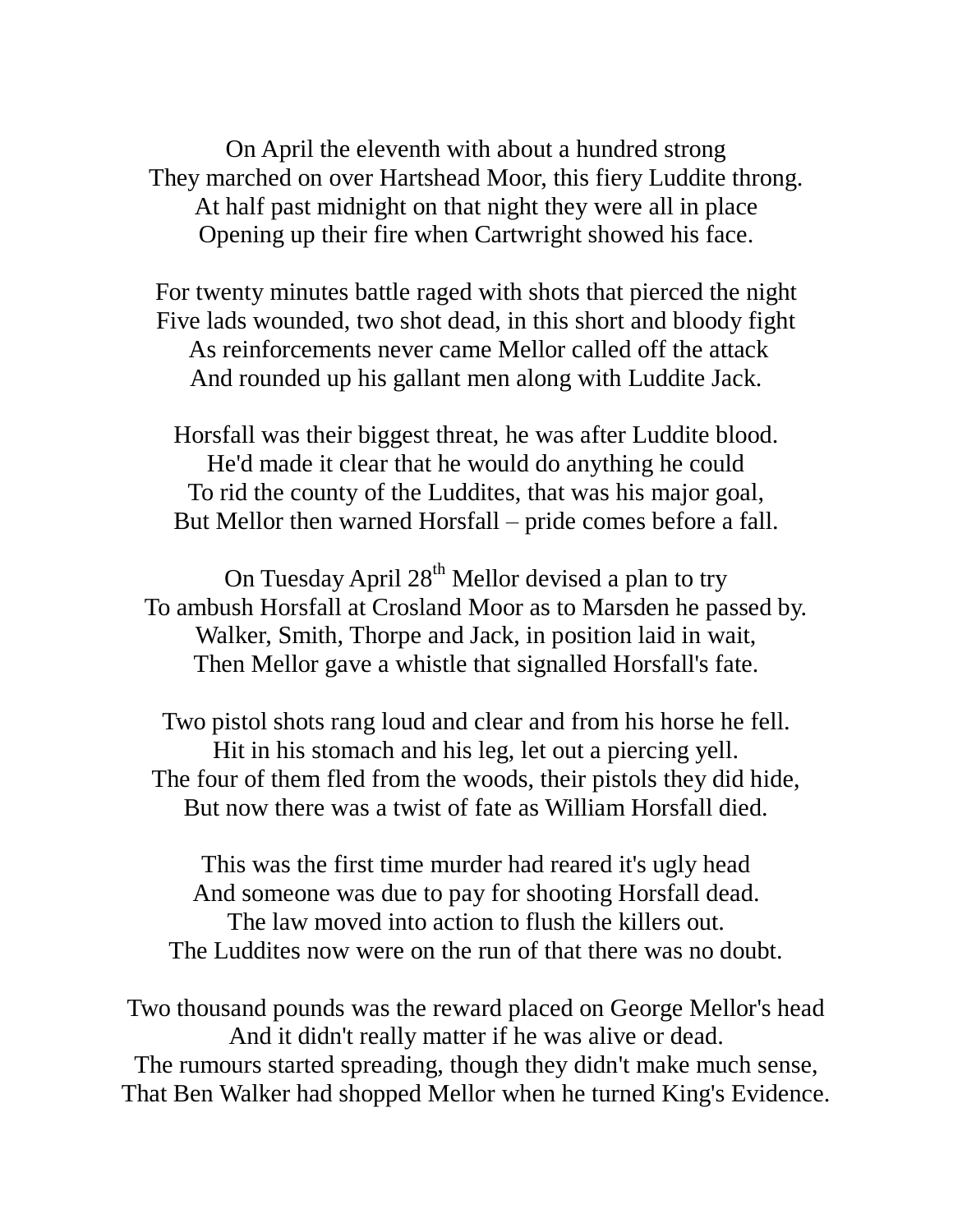On April the eleventh with about a hundred strong
They marched on over Hartshead Moor, this fiery Luddite throng.
At half past midnight on that night they were all in place
Opening up their fire when Cartwright showed his face.

For twenty minutes battle raged with shots that pierced the night
Five lads wounded, two shot dead, in this short and bloody fight
As reinforcements never came Mellor called off the attack
And rounded up his gallant men along with Luddite Jack.

Horsfall was their biggest threat, he was after Luddite blood.
He'd made it clear that he would do anything he could
To rid the county of the Luddites, that was his major goal,
But Mellor then warned Horsfall – pride comes before a fall.

On Tuesday April 28th Mellor devised a plan to try
To ambush Horsfall at Crosland Moor as to Marsden he passed by.
Walker, Smith, Thorpe and Jack, in position laid in wait,
Then Mellor gave a whistle that signalled Horsfall's fate.

Two pistol shots rang loud and clear and from his horse he fell.
Hit in his stomach and his leg, let out a piercing yell.
The four of them fled from the woods, their pistols they did hide,
But now there was a twist of fate as William Horsfall died.

This was the first time murder had reared it's ugly head
And someone was due to pay for shooting Horsfall dead.
The law moved into action to flush the killers out.
The Luddites now were on the run of that there was no doubt.

Two thousand pounds was the reward placed on George Mellor's head
And it didn't really matter if he was alive or dead.
The rumours started spreading, though they didn't make much sense,
That Ben Walker had shopped Mellor when he turned King's Evidence.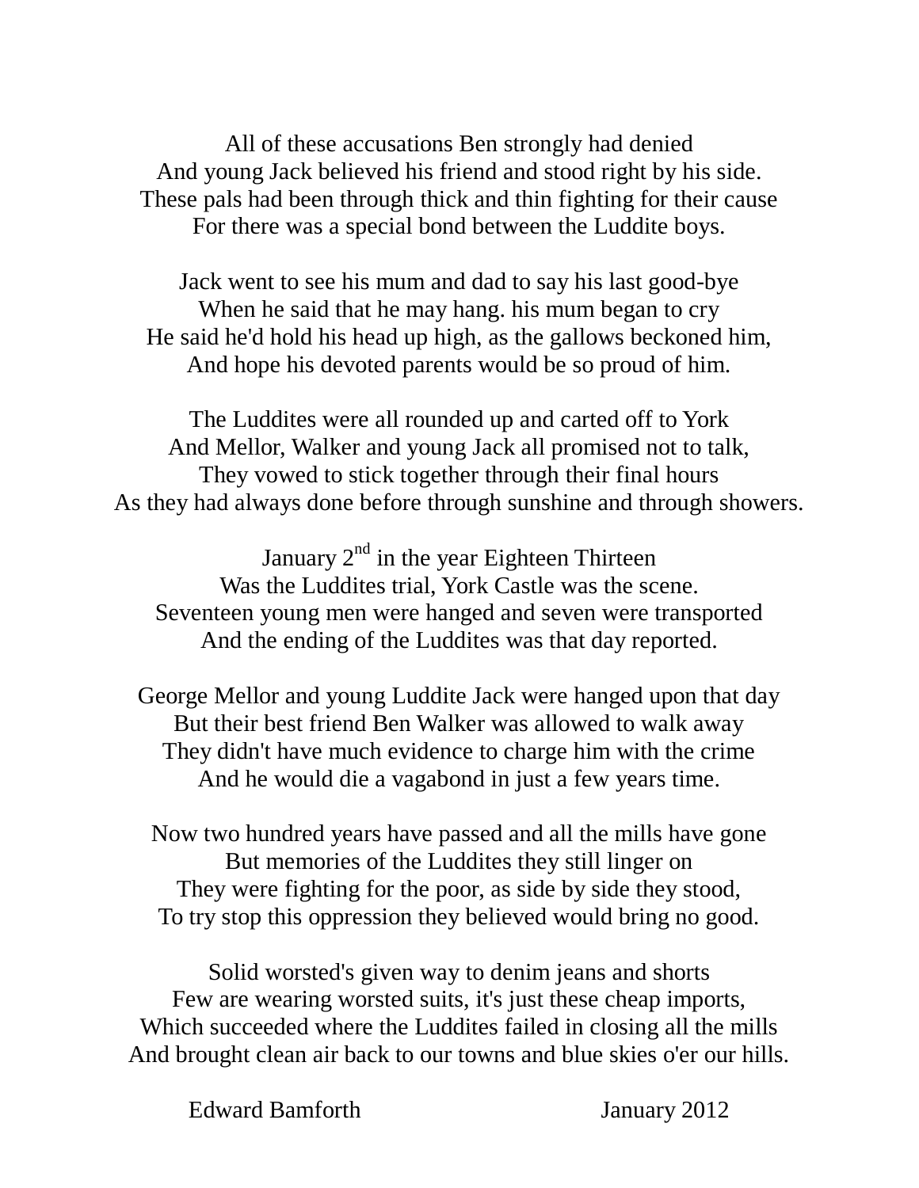All of these accusations Ben strongly had denied  
And young Jack believed his friend and stood right by his side.  
These pals had been through thick and thin fighting for their cause  
For there was a special bond between the Luddite boys.

Jack went to see his mum and dad to say his last good-bye  
When he said that he may hang. his mum began to cry  
He said he'd hold his head up high, as the gallows beckoned him,  
And hope his devoted parents would be so proud of him.

The Luddites were all rounded up and carted off to York  
And Mellor, Walker and young Jack all promised not to talk,  
They vowed to stick together through their final hours  
As they had always done before through sunshine and through showers.

January 2nd in the year Eighteen Thirteen  
Was the Luddites trial, York Castle was the scene.  
Seventeen young men were hanged and seven were transported  
And the ending of the Luddites was that day reported.

George Mellor and young Luddite Jack were hanged upon that day  
But their best friend Ben Walker was allowed to walk away  
They didn't have much evidence to charge him with the crime  
And he would die a vagabond in just a few years time.

Now two hundred years have passed and all the mills have gone  
But memories of the Luddites they still linger on  
They were fighting for the poor, as side by side they stood,  
To try stop this oppression they believed would bring no good.

Solid worsted's given way to denim jeans and shorts  
Few are wearing worsted suits, it's just these cheap imports,  
Which succeeded where the Luddites failed in closing all the mills  
And brought clean air back to our towns and blue skies o'er our hills.

Edward Bamforth — January 2012